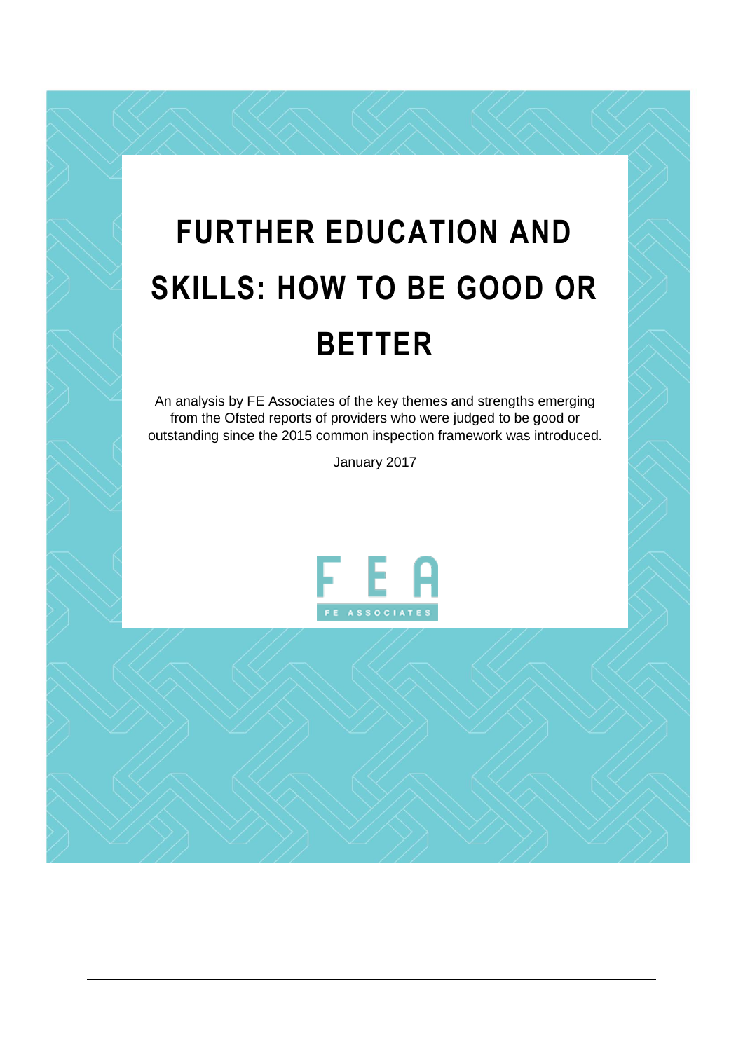# FURTHER EDUCATION AND SKILLS: HOW TO BE GOOD OR BETTER

An analysis by FE Associates of the key themes and strengths emerging from the Ofsted reports of providers who were judged to be good or outstanding since the 2015 common inspection framework was introduced.

January 2017

FE ASSOCIATES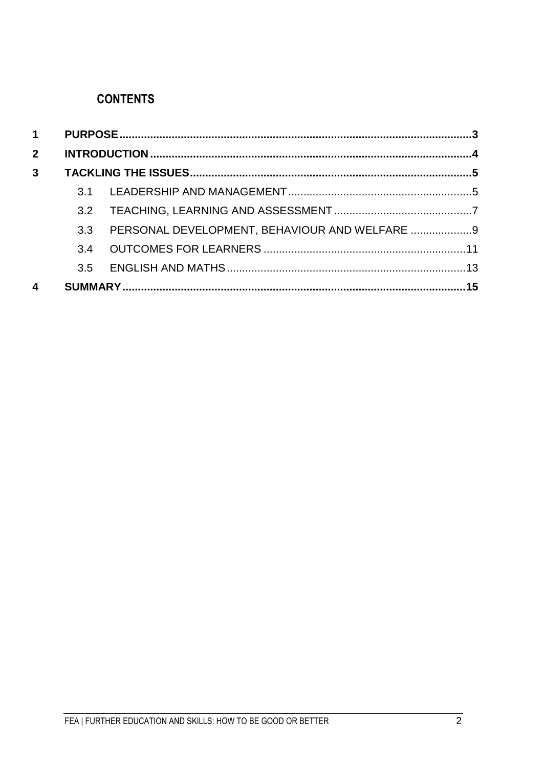## CONTENTS

1 **PURPOSE** .......... **3**

2 **INTRODUCTION** .......... **4**

3 **TACKLING THE ISSUES** .......... **5**

- 3.1 LEADERSHIP AND MANAGEMENT .......... 5
- 3.2 TEACHING, LEARNING AND ASSESSMENT .......... 7
- 3.3 PERSONAL DEVELOPMENT, BEHAVIOUR AND WELFARE .......... 9
- 3.4 OUTCOMES FOR LEARNERS .......... 11
- 3.5 ENGLISH AND MATHS .......... 13

4 **SUMMARY** .......... **15**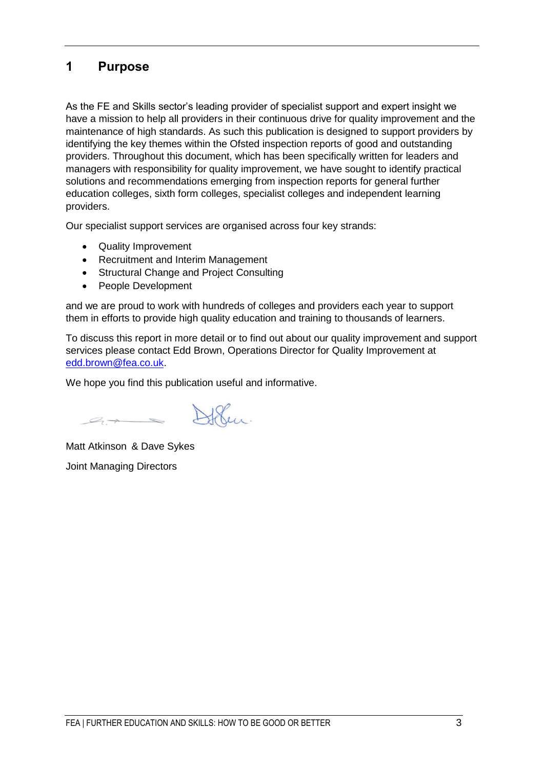# 1 Purpose

As the FE and Skills sector's leading provider of specialist support and expert insight we have a mission to help all providers in their continuous drive for quality improvement and the maintenance of high standards. As such this publication is designed to support providers by identifying the key themes within the Ofsted inspection reports of good and outstanding providers. Throughout this document, which has been specifically written for leaders and managers with responsibility for quality improvement, we have sought to identify practical solutions and recommendations emerging from inspection reports for general further education colleges, sixth form colleges, specialist colleges and independent learning providers.

Our specialist support services are organised across four key strands:

- Quality Improvement
- Recruitment and Interim Management
- Structural Change and Project Consulting
- People Development

and we are proud to work with hundreds of colleges and providers each year to support them in efforts to provide high quality education and training to thousands of learners.

To discuss this report in more detail or to find out about our quality improvement and support services please contact Edd Brown, Operations Director for Quality Improvement at edd.brown@fea.co.uk.

We hope you find this publication useful and informative.

Matt Atkinson & Dave Sykes

Joint Managing Directors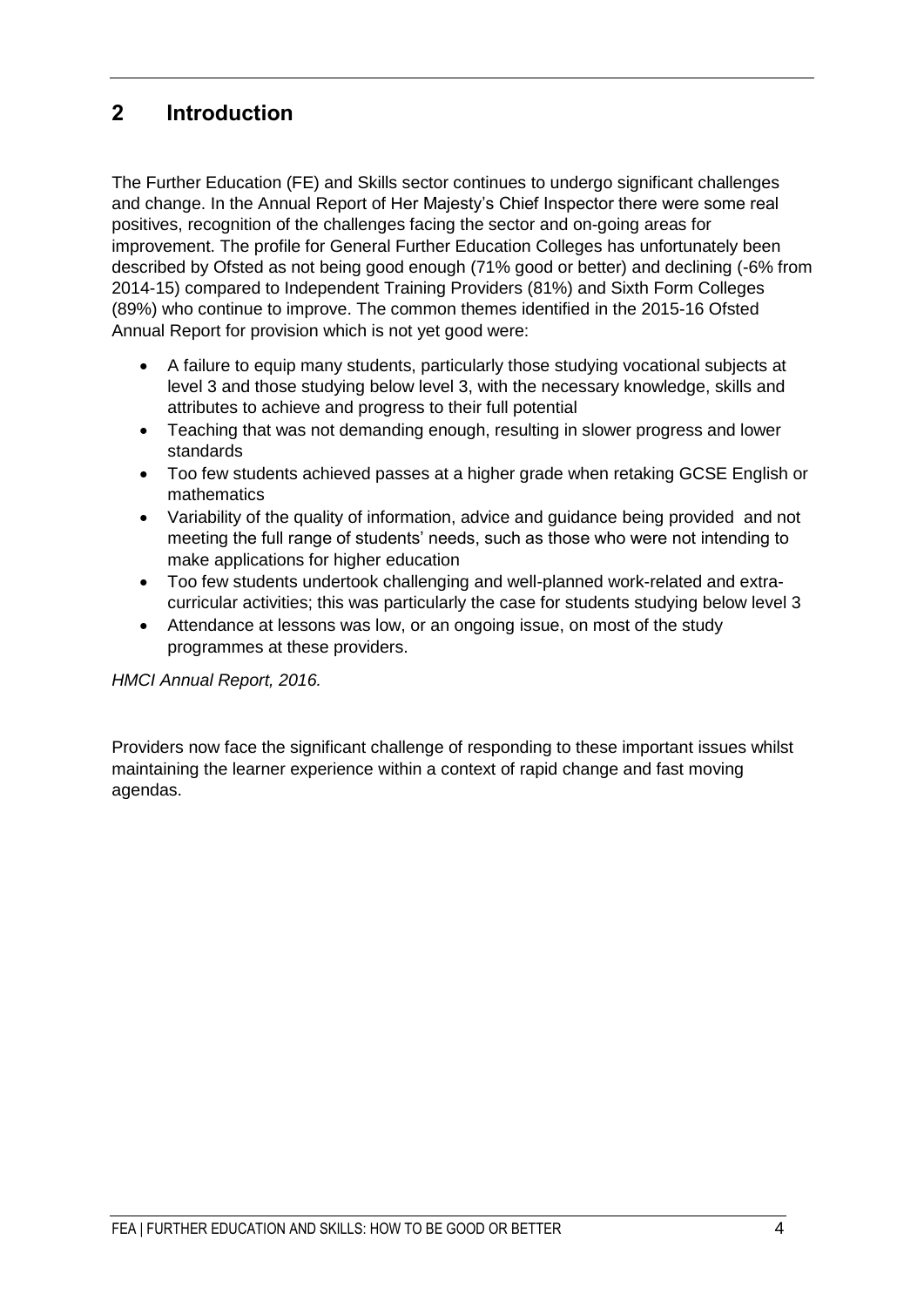## 2 Introduction

The Further Education (FE) and Skills sector continues to undergo significant challenges and change. In the Annual Report of Her Majesty's Chief Inspector there were some real positives, recognition of the challenges facing the sector and on-going areas for improvement. The profile for General Further Education Colleges has unfortunately been described by Ofsted as not being good enough (71% good or better) and declining (-6% from 2014-15) compared to Independent Training Providers (81%) and Sixth Form Colleges (89%) who continue to improve. The common themes identified in the 2015-16 Ofsted Annual Report for provision which is not yet good were:

- A failure to equip many students, particularly those studying vocational subjects at level 3 and those studying below level 3, with the necessary knowledge, skills and attributes to achieve and progress to their full potential
- Teaching that was not demanding enough, resulting in slower progress and lower standards
- Too few students achieved passes at a higher grade when retaking GCSE English or mathematics
- Variability of the quality of information, advice and guidance being provided and not meeting the full range of students' needs, such as those who were not intending to make applications for higher education
- Too few students undertook challenging and well-planned work-related and extra-curricular activities; this was particularly the case for students studying below level 3
- Attendance at lessons was low, or an ongoing issue, on most of the study programmes at these providers.

*HMCI Annual Report, 2016.*

Providers now face the significant challenge of responding to these important issues whilst maintaining the learner experience within a context of rapid change and fast moving agendas.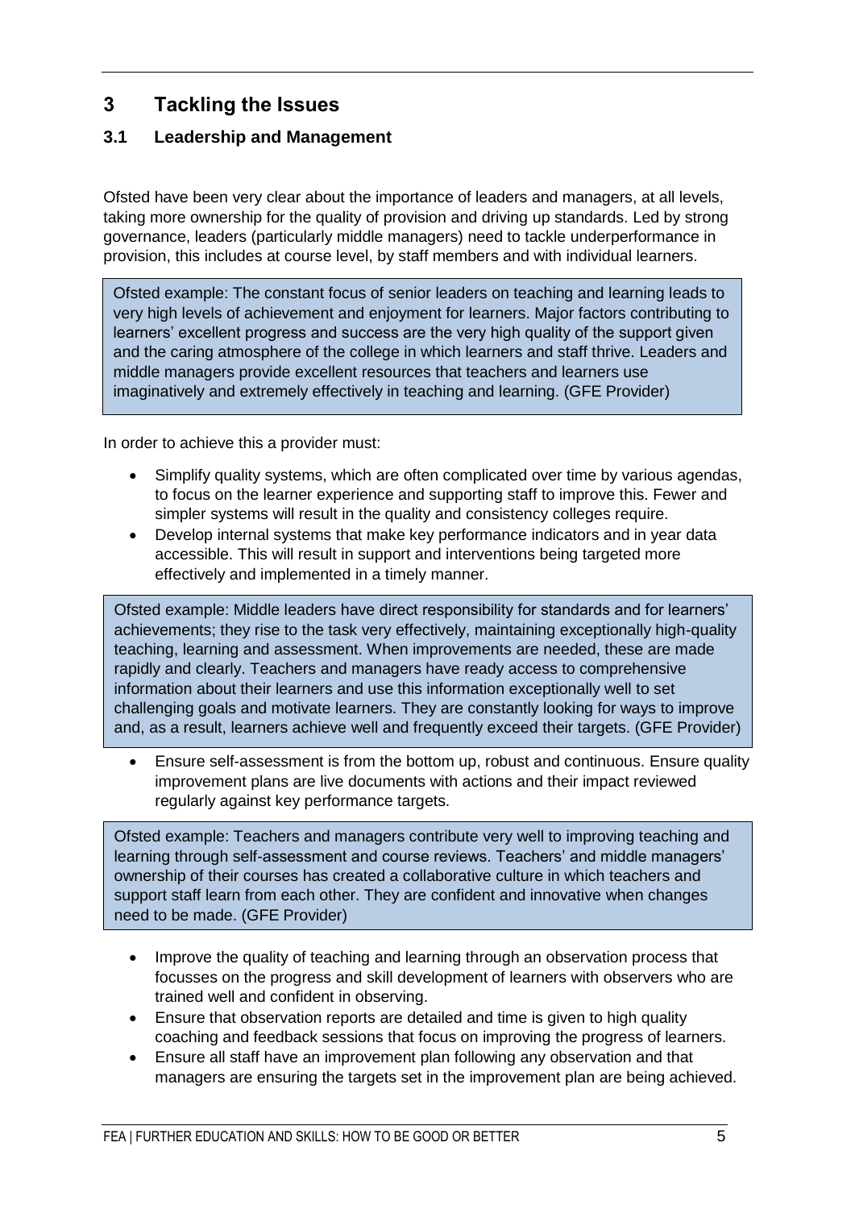## 3 Tackling the Issues

### 3.1 Leadership and Management

Ofsted have been very clear about the importance of leaders and managers, at all levels, taking more ownership for the quality of provision and driving up standards. Led by strong governance, leaders (particularly middle managers) need to tackle underperformance in provision, this includes at course level, by staff members and with individual learners.

> Ofsted example: The constant focus of senior leaders on teaching and learning leads to very high levels of achievement and enjoyment for learners. Major factors contributing to learners' excellent progress and success are the very high quality of the support given and the caring atmosphere of the college in which learners and staff thrive. Leaders and middle managers provide excellent resources that teachers and learners use imaginatively and extremely effectively in teaching and learning. (GFE Provider)

In order to achieve this a provider must:

- Simplify quality systems, which are often complicated over time by various agendas, to focus on the learner experience and supporting staff to improve this. Fewer and simpler systems will result in the quality and consistency colleges require.
- Develop internal systems that make key performance indicators and in year data accessible. This will result in support and interventions being targeted more effectively and implemented in a timely manner.

> Ofsted example: Middle leaders have direct responsibility for standards and for learners' achievements; they rise to the task very effectively, maintaining exceptionally high-quality teaching, learning and assessment. When improvements are needed, these are made rapidly and clearly. Teachers and managers have ready access to comprehensive information about their learners and use this information exceptionally well to set challenging goals and motivate learners. They are constantly looking for ways to improve and, as a result, learners achieve well and frequently exceed their targets. (GFE Provider)

- Ensure self-assessment is from the bottom up, robust and continuous. Ensure quality improvement plans are live documents with actions and their impact reviewed regularly against key performance targets.

> Ofsted example: Teachers and managers contribute very well to improving teaching and learning through self-assessment and course reviews. Teachers' and middle managers' ownership of their courses has created a collaborative culture in which teachers and support staff learn from each other. They are confident and innovative when changes need to be made. (GFE Provider)

- Improve the quality of teaching and learning through an observation process that focusses on the progress and skill development of learners with observers who are trained well and confident in observing.
- Ensure that observation reports are detailed and time is given to high quality coaching and feedback sessions that focus on improving the progress of learners.
- Ensure all staff have an improvement plan following any observation and that managers are ensuring the targets set in the improvement plan are being achieved.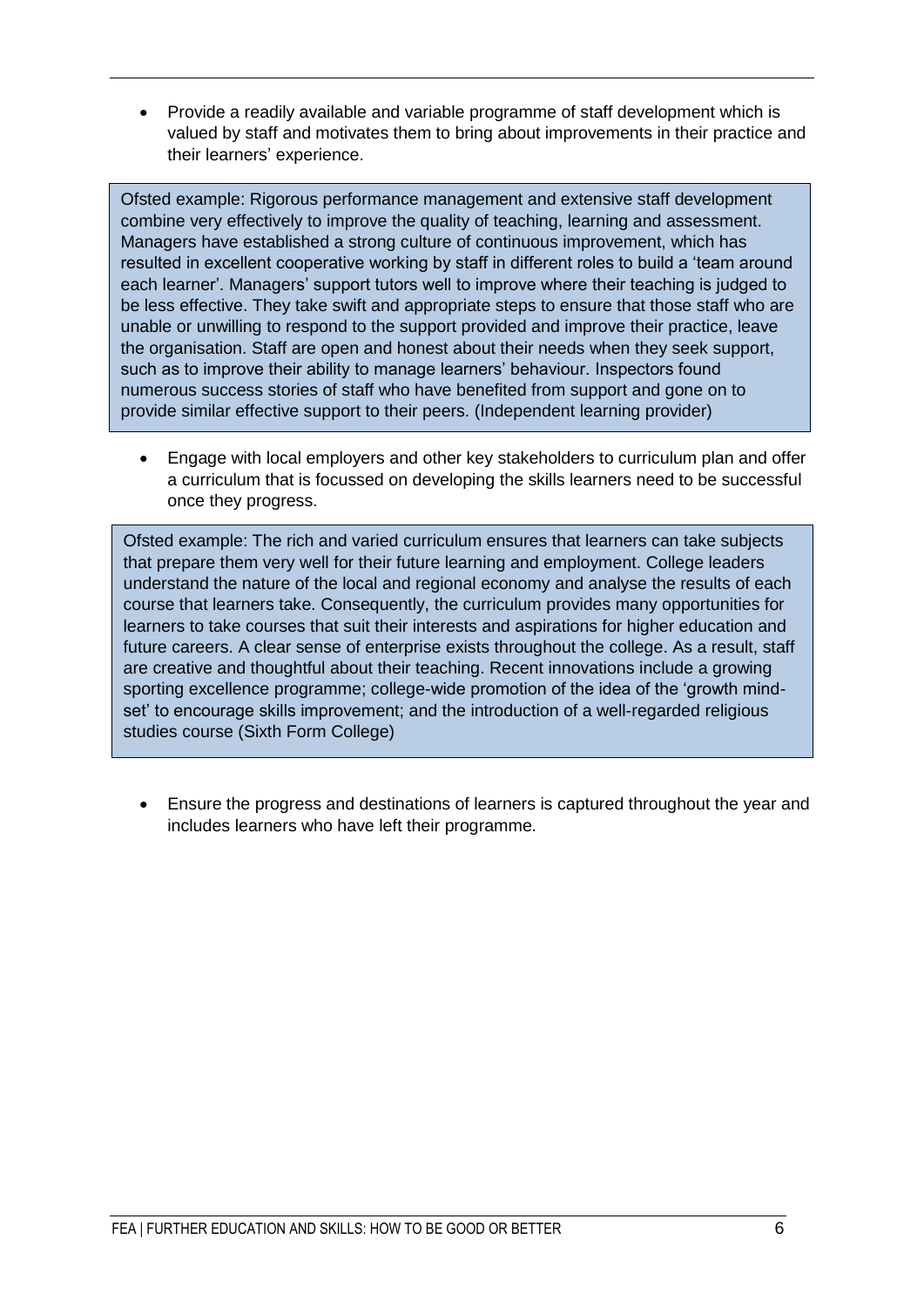- Provide a readily available and variable programme of staff development which is valued by staff and motivates them to bring about improvements in their practice and their learners' experience.

> Ofsted example: Rigorous performance management and extensive staff development combine very effectively to improve the quality of teaching, learning and assessment. Managers have established a strong culture of continuous improvement, which has resulted in excellent cooperative working by staff in different roles to build a 'team around each learner'. Managers' support tutors well to improve where their teaching is judged to be less effective. They take swift and appropriate steps to ensure that those staff who are unable or unwilling to respond to the support provided and improve their practice, leave the organisation. Staff are open and honest about their needs when they seek support, such as to improve their ability to manage learners' behaviour. Inspectors found numerous success stories of staff who have benefited from support and gone on to provide similar effective support to their peers. (Independent learning provider)

- Engage with local employers and other key stakeholders to curriculum plan and offer a curriculum that is focussed on developing the skills learners need to be successful once they progress.

> Ofsted example: The rich and varied curriculum ensures that learners can take subjects that prepare them very well for their future learning and employment. College leaders understand the nature of the local and regional economy and analyse the results of each course that learners take. Consequently, the curriculum provides many opportunities for learners to take courses that suit their interests and aspirations for higher education and future careers. A clear sense of enterprise exists throughout the college. As a result, staff are creative and thoughtful about their teaching. Recent innovations include a growing sporting excellence programme; college-wide promotion of the idea of the 'growth mind-set' to encourage skills improvement; and the introduction of a well-regarded religious studies course (Sixth Form College)

- Ensure the progress and destinations of learners is captured throughout the year and includes learners who have left their programme.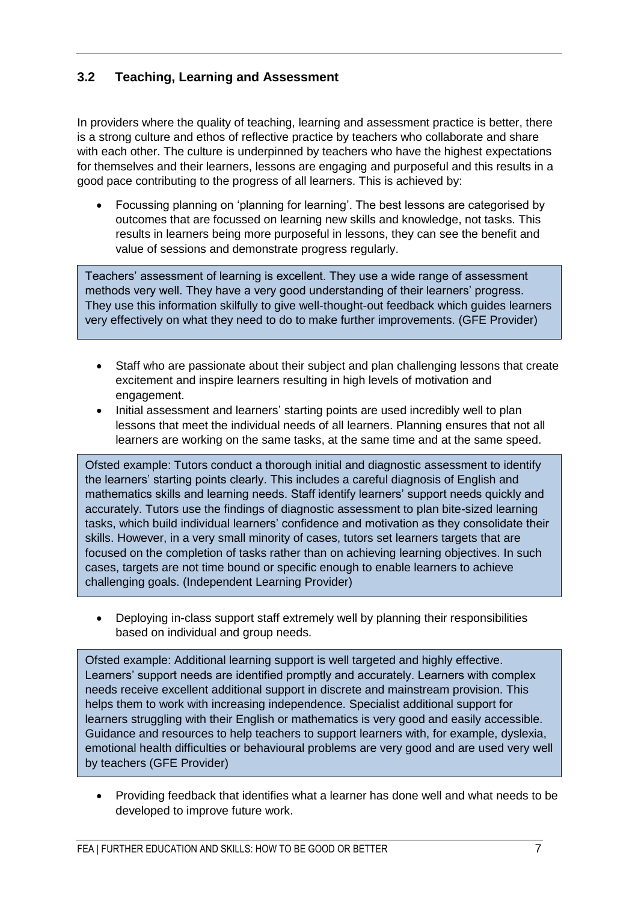## 3.2 Teaching, Learning and Assessment

In providers where the quality of teaching, learning and assessment practice is better, there is a strong culture and ethos of reflective practice by teachers who collaborate and share with each other. The culture is underpinned by teachers who have the highest expectations for themselves and their learners, lessons are engaging and purposeful and this results in a good pace contributing to the progress of all learners. This is achieved by:

- Focussing planning on 'planning for learning'. The best lessons are categorised by outcomes that are focussed on learning new skills and knowledge, not tasks. This results in learners being more purposeful in lessons, they can see the benefit and value of sessions and demonstrate progress regularly.

> Teachers' assessment of learning is excellent. They use a wide range of assessment methods very well. They have a very good understanding of their learners' progress. They use this information skilfully to give well-thought-out feedback which guides learners very effectively on what they need to do to make further improvements. (GFE Provider)

- Staff who are passionate about their subject and plan challenging lessons that create excitement and inspire learners resulting in high levels of motivation and engagement.
- Initial assessment and learners' starting points are used incredibly well to plan lessons that meet the individual needs of all learners. Planning ensures that not all learners are working on the same tasks, at the same time and at the same speed.

> Ofsted example: Tutors conduct a thorough initial and diagnostic assessment to identify the learners' starting points clearly. This includes a careful diagnosis of English and mathematics skills and learning needs. Staff identify learners' support needs quickly and accurately. Tutors use the findings of diagnostic assessment to plan bite-sized learning tasks, which build individual learners' confidence and motivation as they consolidate their skills. However, in a very small minority of cases, tutors set learners targets that are focused on the completion of tasks rather than on achieving learning objectives. In such cases, targets are not time bound or specific enough to enable learners to achieve challenging goals. (Independent Learning Provider)

- Deploying in-class support staff extremely well by planning their responsibilities based on individual and group needs.

> Ofsted example: Additional learning support is well targeted and highly effective. Learners' support needs are identified promptly and accurately. Learners with complex needs receive excellent additional support in discrete and mainstream provision. This helps them to work with increasing independence. Specialist additional support for learners struggling with their English or mathematics is very good and easily accessible. Guidance and resources to help teachers to support learners with, for example, dyslexia, emotional health difficulties or behavioural problems are very good and are used very well by teachers (GFE Provider)

- Providing feedback that identifies what a learner has done well and what needs to be developed to improve future work.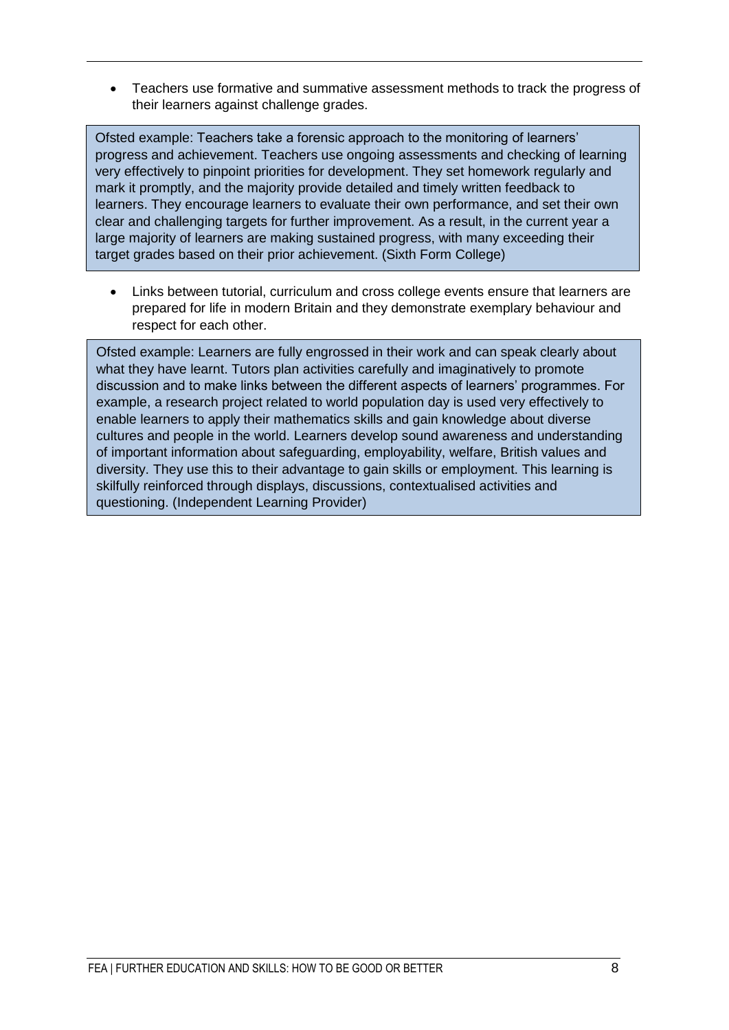- Teachers use formative and summative assessment methods to track the progress of their learners against challenge grades.

> Ofsted example: Teachers take a forensic approach to the monitoring of learners' progress and achievement. Teachers use ongoing assessments and checking of learning very effectively to pinpoint priorities for development. They set homework regularly and mark it promptly, and the majority provide detailed and timely written feedback to learners. They encourage learners to evaluate their own performance, and set their own clear and challenging targets for further improvement. As a result, in the current year a large majority of learners are making sustained progress, with many exceeding their target grades based on their prior achievement. (Sixth Form College)

- Links between tutorial, curriculum and cross college events ensure that learners are prepared for life in modern Britain and they demonstrate exemplary behaviour and respect for each other.

> Ofsted example: Learners are fully engrossed in their work and can speak clearly about what they have learnt. Tutors plan activities carefully and imaginatively to promote discussion and to make links between the different aspects of learners' programmes. For example, a research project related to world population day is used very effectively to enable learners to apply their mathematics skills and gain knowledge about diverse cultures and people in the world. Learners develop sound awareness and understanding of important information about safeguarding, employability, welfare, British values and diversity. They use this to their advantage to gain skills or employment. This learning is skilfully reinforced through displays, discussions, contextualised activities and questioning. (Independent Learning Provider)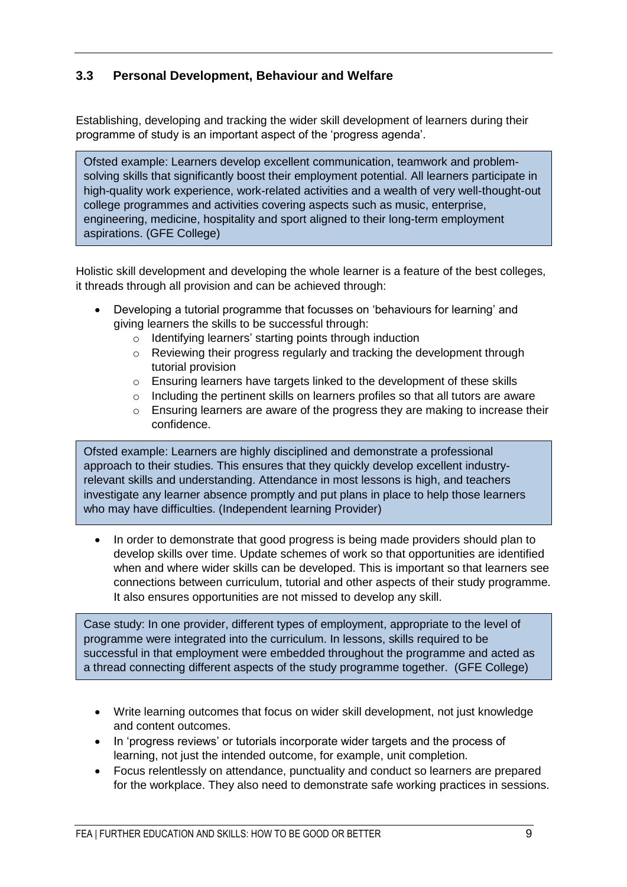### 3.3 Personal Development, Behaviour and Welfare

Establishing, developing and tracking the wider skill development of learners during their programme of study is an important aspect of the 'progress agenda'.

> Ofsted example: Learners develop excellent communication, teamwork and problem-solving skills that significantly boost their employment potential. All learners participate in high-quality work experience, work-related activities and a wealth of very well-thought-out college programmes and activities covering aspects such as music, enterprise, engineering, medicine, hospitality and sport aligned to their long-term employment aspirations. (GFE College)

Holistic skill development and developing the whole learner is a feature of the best colleges, it threads through all provision and can be achieved through:

- Developing a tutorial programme that focusses on 'behaviours for learning' and giving learners the skills to be successful through:
  - Identifying learners' starting points through induction
  - Reviewing their progress regularly and tracking the development through tutorial provision
  - Ensuring learners have targets linked to the development of these skills
  - Including the pertinent skills on learners profiles so that all tutors are aware
  - Ensuring learners are aware of the progress they are making to increase their confidence.

> Ofsted example: Learners are highly disciplined and demonstrate a professional approach to their studies. This ensures that they quickly develop excellent industry-relevant skills and understanding. Attendance in most lessons is high, and teachers investigate any learner absence promptly and put plans in place to help those learners who may have difficulties. (Independent learning Provider)

- In order to demonstrate that good progress is being made providers should plan to develop skills over time. Update schemes of work so that opportunities are identified when and where wider skills can be developed. This is important so that learners see connections between curriculum, tutorial and other aspects of their study programme. It also ensures opportunities are not missed to develop any skill.

> Case study: In one provider, different types of employment, appropriate to the level of programme were integrated into the curriculum. In lessons, skills required to be successful in that employment were embedded throughout the programme and acted as a thread connecting different aspects of the study programme together. (GFE College)

- Write learning outcomes that focus on wider skill development, not just knowledge and content outcomes.
- In 'progress reviews' or tutorials incorporate wider targets and the process of learning, not just the intended outcome, for example, unit completion.
- Focus relentlessly on attendance, punctuality and conduct so learners are prepared for the workplace. They also need to demonstrate safe working practices in sessions.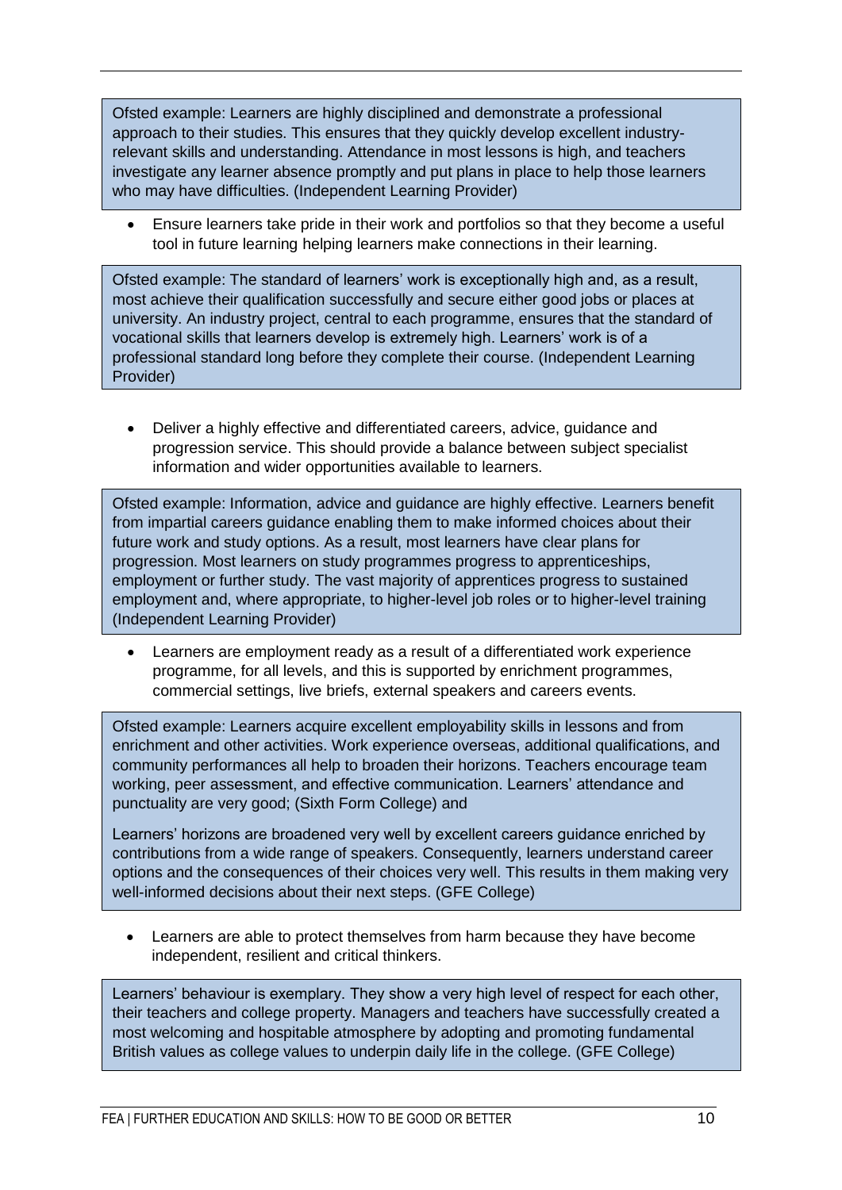> Ofsted example: Learners are highly disciplined and demonstrate a professional approach to their studies. This ensures that they quickly develop excellent industry-relevant skills and understanding. Attendance in most lessons is high, and teachers investigate any learner absence promptly and put plans in place to help those learners who may have difficulties. (Independent Learning Provider)

- Ensure learners take pride in their work and portfolios so that they become a useful tool in future learning helping learners make connections in their learning.

> Ofsted example: The standard of learners' work is exceptionally high and, as a result, most achieve their qualification successfully and secure either good jobs or places at university. An industry project, central to each programme, ensures that the standard of vocational skills that learners develop is extremely high. Learners' work is of a professional standard long before they complete their course. (Independent Learning Provider)

- Deliver a highly effective and differentiated careers, advice, guidance and progression service. This should provide a balance between subject specialist information and wider opportunities available to learners.

> Ofsted example: Information, advice and guidance are highly effective. Learners benefit from impartial careers guidance enabling them to make informed choices about their future work and study options. As a result, most learners have clear plans for progression. Most learners on study programmes progress to apprenticeships, employment or further study. The vast majority of apprentices progress to sustained employment and, where appropriate, to higher-level job roles or to higher-level training (Independent Learning Provider)

- Learners are employment ready as a result of a differentiated work experience programme, for all levels, and this is supported by enrichment programmes, commercial settings, live briefs, external speakers and careers events.

> Ofsted example: Learners acquire excellent employability skills in lessons and from enrichment and other activities. Work experience overseas, additional qualifications, and community performances all help to broaden their horizons. Teachers encourage team working, peer assessment, and effective communication. Learners' attendance and punctuality are very good; (Sixth Form College) and
>
> Learners' horizons are broadened very well by excellent careers guidance enriched by contributions from a wide range of speakers. Consequently, learners understand career options and the consequences of their choices very well. This results in them making very well-informed decisions about their next steps. (GFE College)

- Learners are able to protect themselves from harm because they have become independent, resilient and critical thinkers.

> Learners' behaviour is exemplary. They show a very high level of respect for each other, their teachers and college property. Managers and teachers have successfully created a most welcoming and hospitable atmosphere by adopting and promoting fundamental British values as college values to underpin daily life in the college. (GFE College)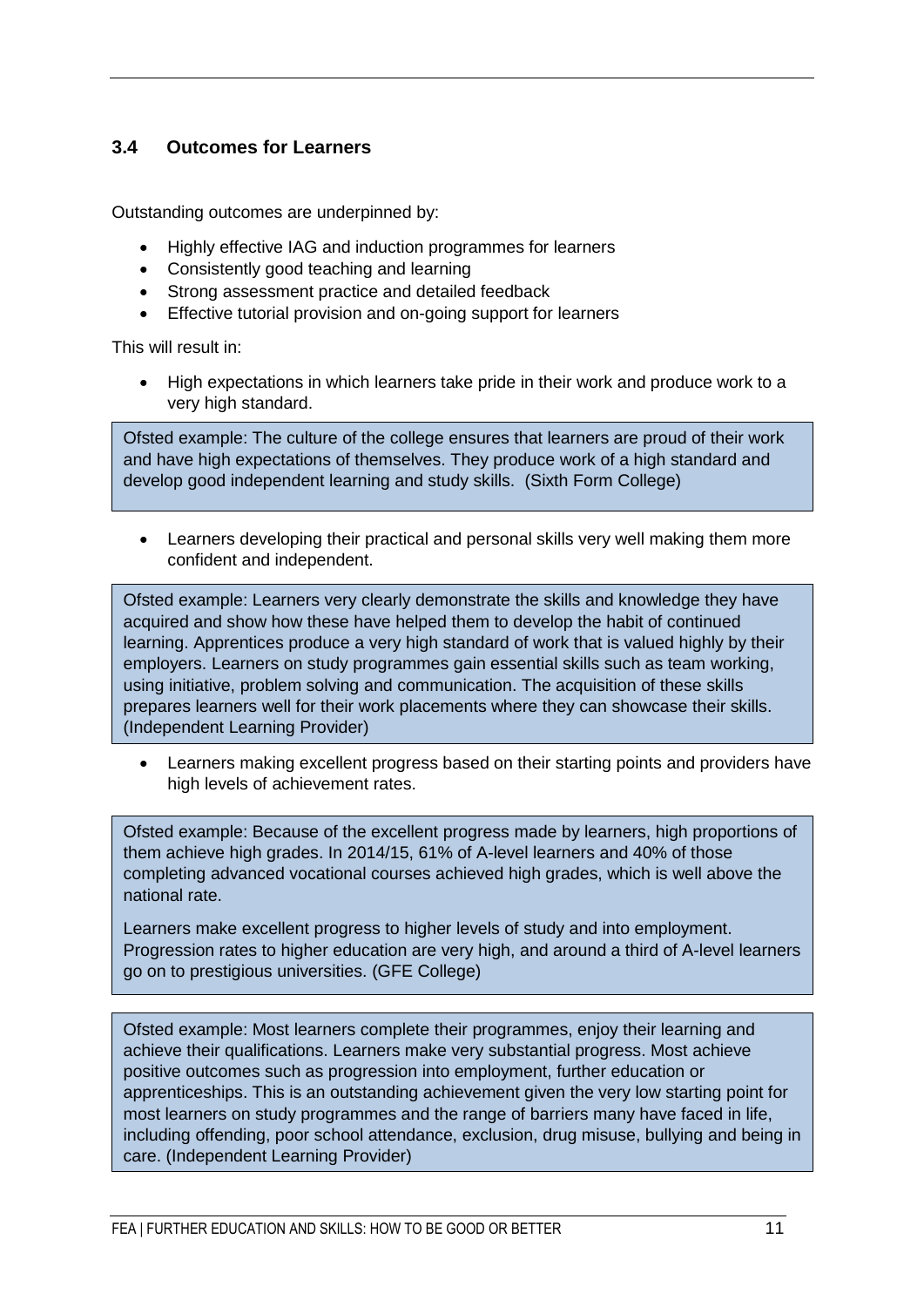### 3.4 Outcomes for Learners

Outstanding outcomes are underpinned by:

- Highly effective IAG and induction programmes for learners
- Consistently good teaching and learning
- Strong assessment practice and detailed feedback
- Effective tutorial provision and on-going support for learners

This will result in:

- High expectations in which learners take pride in their work and produce work to a very high standard.

> Ofsted example: The culture of the college ensures that learners are proud of their work and have high expectations of themselves. They produce work of a high standard and develop good independent learning and study skills. (Sixth Form College)

- Learners developing their practical and personal skills very well making them more confident and independent.

> Ofsted example: Learners very clearly demonstrate the skills and knowledge they have acquired and show how these have helped them to develop the habit of continued learning. Apprentices produce a very high standard of work that is valued highly by their employers. Learners on study programmes gain essential skills such as team working, using initiative, problem solving and communication. The acquisition of these skills prepares learners well for their work placements where they can showcase their skills. (Independent Learning Provider)

- Learners making excellent progress based on their starting points and providers have high levels of achievement rates.

> Ofsted example: Because of the excellent progress made by learners, high proportions of them achieve high grades. In 2014/15, 61% of A-level learners and 40% of those completing advanced vocational courses achieved high grades, which is well above the national rate.
>
> Learners make excellent progress to higher levels of study and into employment. Progression rates to higher education are very high, and around a third of A-level learners go on to prestigious universities. (GFE College)

> Ofsted example: Most learners complete their programmes, enjoy their learning and achieve their qualifications. Learners make very substantial progress. Most achieve positive outcomes such as progression into employment, further education or apprenticeships. This is an outstanding achievement given the very low starting point for most learners on study programmes and the range of barriers many have faced in life, including offending, poor school attendance, exclusion, drug misuse, bullying and being in care. (Independent Learning Provider)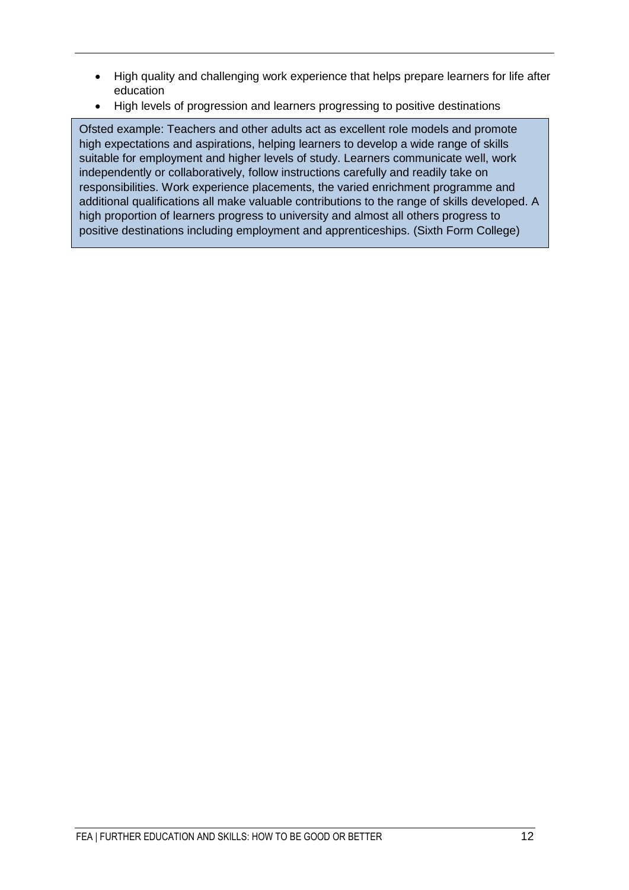- High quality and challenging work experience that helps prepare learners for life after education
- High levels of progression and learners progressing to positive destinations

> Ofsted example: Teachers and other adults act as excellent role models and promote high expectations and aspirations, helping learners to develop a wide range of skills suitable for employment and higher levels of study. Learners communicate well, work independently or collaboratively, follow instructions carefully and readily take on responsibilities. Work experience placements, the varied enrichment programme and additional qualifications all make valuable contributions to the range of skills developed. A high proportion of learners progress to university and almost all others progress to positive destinations including employment and apprenticeships. (Sixth Form College)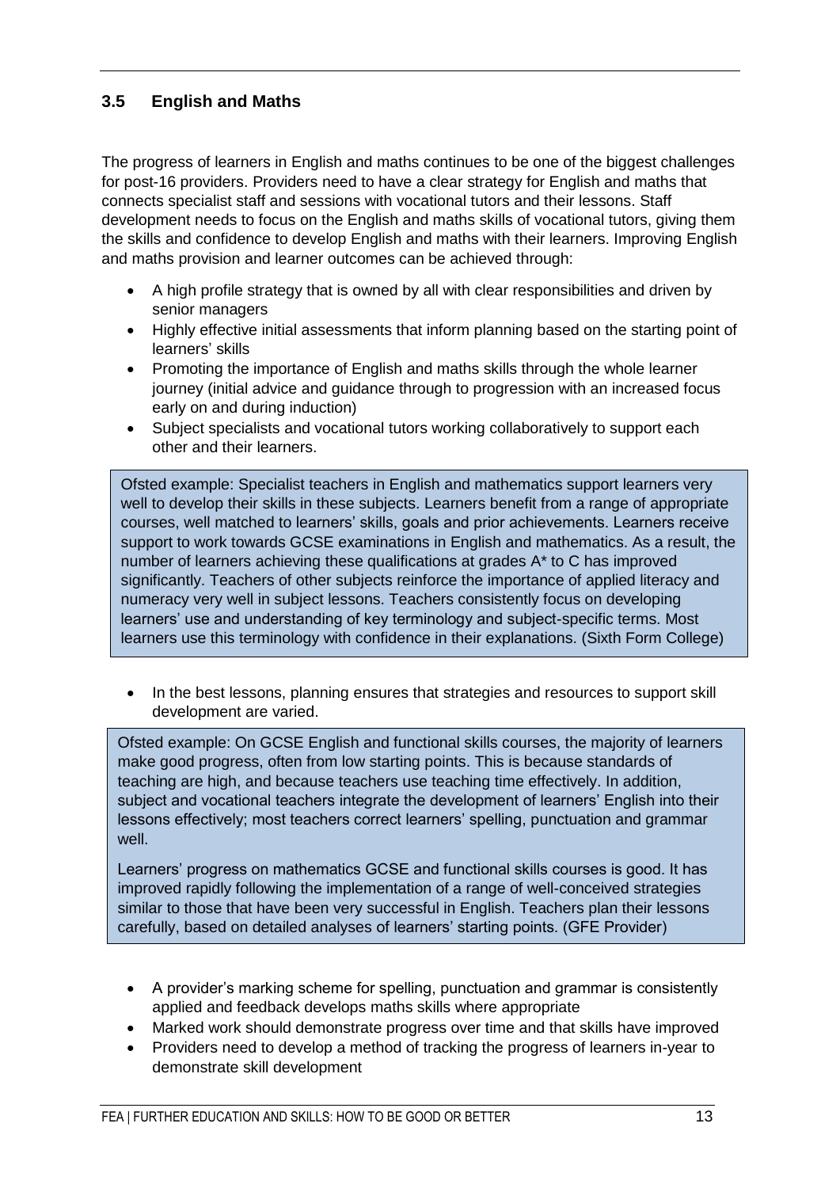## 3.5 English and Maths

The progress of learners in English and maths continues to be one of the biggest challenges for post-16 providers. Providers need to have a clear strategy for English and maths that connects specialist staff and sessions with vocational tutors and their lessons. Staff development needs to focus on the English and maths skills of vocational tutors, giving them the skills and confidence to develop English and maths with their learners. Improving English and maths provision and learner outcomes can be achieved through:

- A high profile strategy that is owned by all with clear responsibilities and driven by senior managers
- Highly effective initial assessments that inform planning based on the starting point of learners' skills
- Promoting the importance of English and maths skills through the whole learner journey (initial advice and guidance through to progression with an increased focus early on and during induction)
- Subject specialists and vocational tutors working collaboratively to support each other and their learners.

> Ofsted example: Specialist teachers in English and mathematics support learners very well to develop their skills in these subjects. Learners benefit from a range of appropriate courses, well matched to learners' skills, goals and prior achievements. Learners receive support to work towards GCSE examinations in English and mathematics. As a result, the number of learners achieving these qualifications at grades A* to C has improved significantly. Teachers of other subjects reinforce the importance of applied literacy and numeracy very well in subject lessons. Teachers consistently focus on developing learners' use and understanding of key terminology and subject-specific terms. Most learners use this terminology with confidence in their explanations. (Sixth Form College)

- In the best lessons, planning ensures that strategies and resources to support skill development are varied.

> Ofsted example: On GCSE English and functional skills courses, the majority of learners make good progress, often from low starting points. This is because standards of teaching are high, and because teachers use teaching time effectively. In addition, subject and vocational teachers integrate the development of learners' English into their lessons effectively; most teachers correct learners' spelling, punctuation and grammar well.
>
> Learners' progress on mathematics GCSE and functional skills courses is good. It has improved rapidly following the implementation of a range of well-conceived strategies similar to those that have been very successful in English. Teachers plan their lessons carefully, based on detailed analyses of learners' starting points. (GFE Provider)

- A provider's marking scheme for spelling, punctuation and grammar is consistently applied and feedback develops maths skills where appropriate
- Marked work should demonstrate progress over time and that skills have improved
- Providers need to develop a method of tracking the progress of learners in-year to demonstrate skill development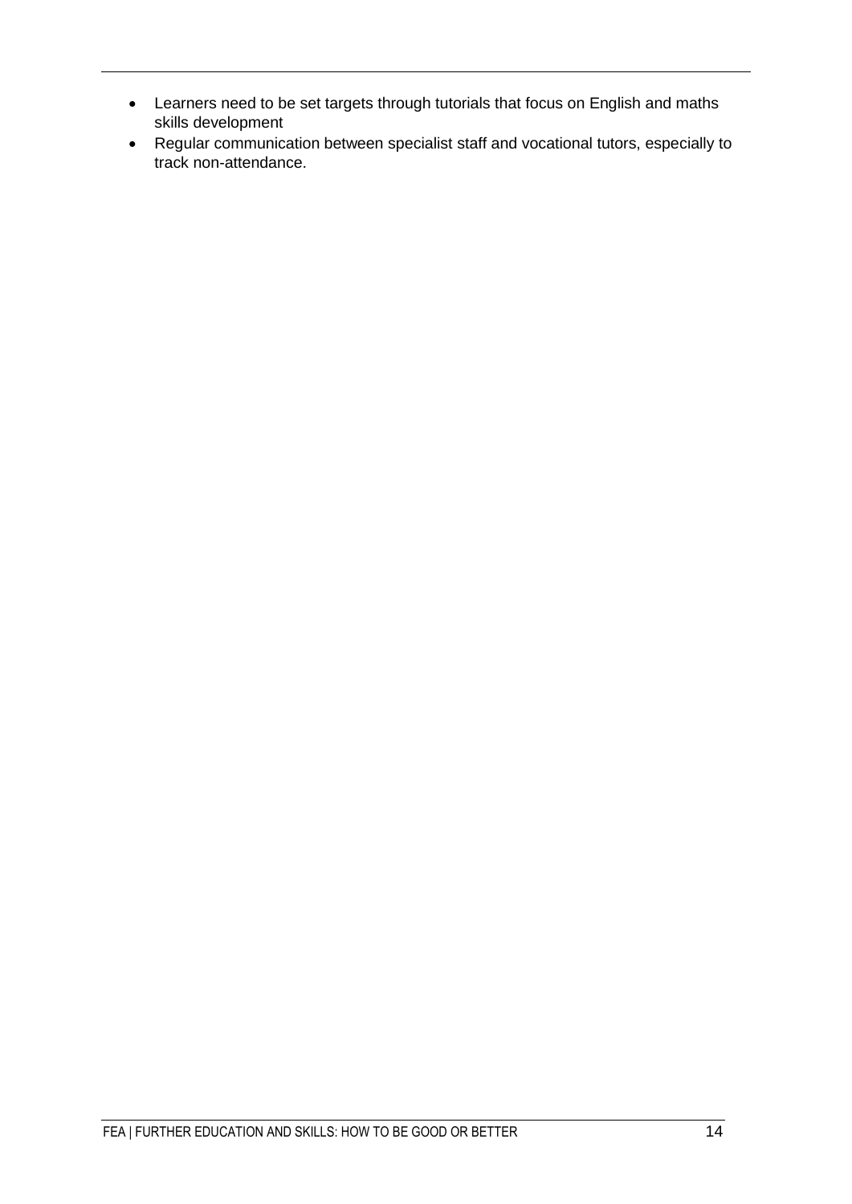- Learners need to be set targets through tutorials that focus on English and maths skills development
- Regular communication between specialist staff and vocational tutors, especially to track non-attendance.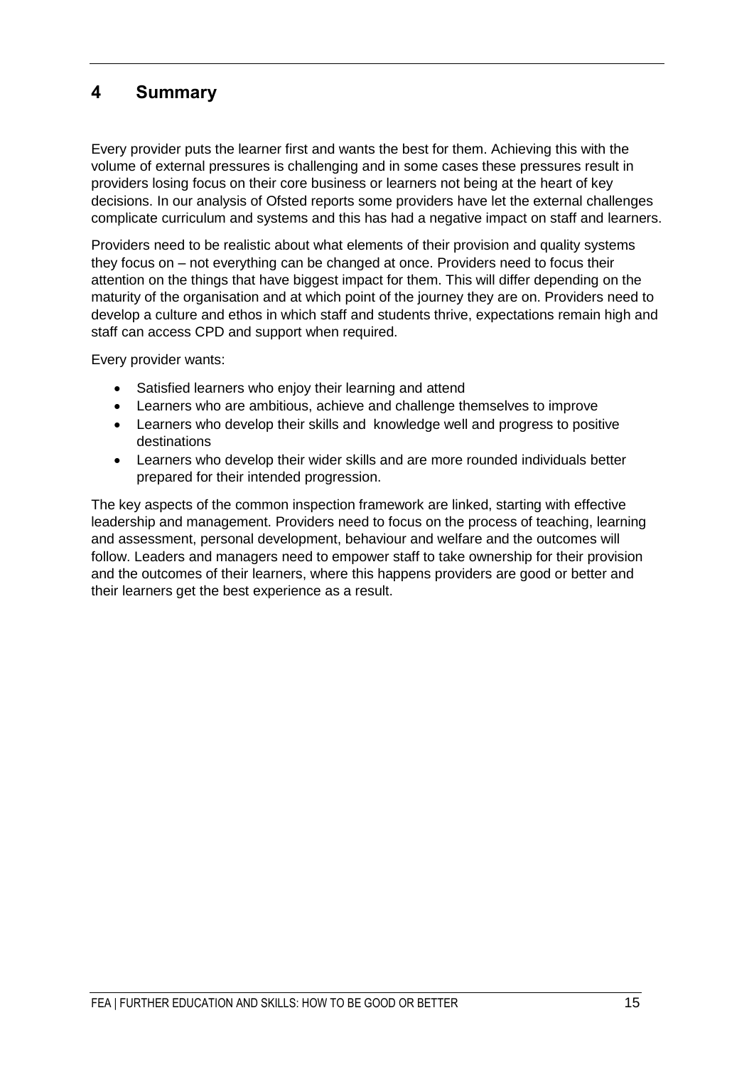## 4 Summary

Every provider puts the learner first and wants the best for them. Achieving this with the volume of external pressures is challenging and in some cases these pressures result in providers losing focus on their core business or learners not being at the heart of key decisions. In our analysis of Ofsted reports some providers have let the external challenges complicate curriculum and systems and this has had a negative impact on staff and learners.

Providers need to be realistic about what elements of their provision and quality systems they focus on – not everything can be changed at once. Providers need to focus their attention on the things that have biggest impact for them. This will differ depending on the maturity of the organisation and at which point of the journey they are on. Providers need to develop a culture and ethos in which staff and students thrive, expectations remain high and staff can access CPD and support when required.

Every provider wants:

- Satisfied learners who enjoy their learning and attend
- Learners who are ambitious, achieve and challenge themselves to improve
- Learners who develop their skills and knowledge well and progress to positive destinations
- Learners who develop their wider skills and are more rounded individuals better prepared for their intended progression.

The key aspects of the common inspection framework are linked, starting with effective leadership and management. Providers need to focus on the process of teaching, learning and assessment, personal development, behaviour and welfare and the outcomes will follow. Leaders and managers need to empower staff to take ownership for their provision and the outcomes of their learners, where this happens providers are good or better and their learners get the best experience as a result.